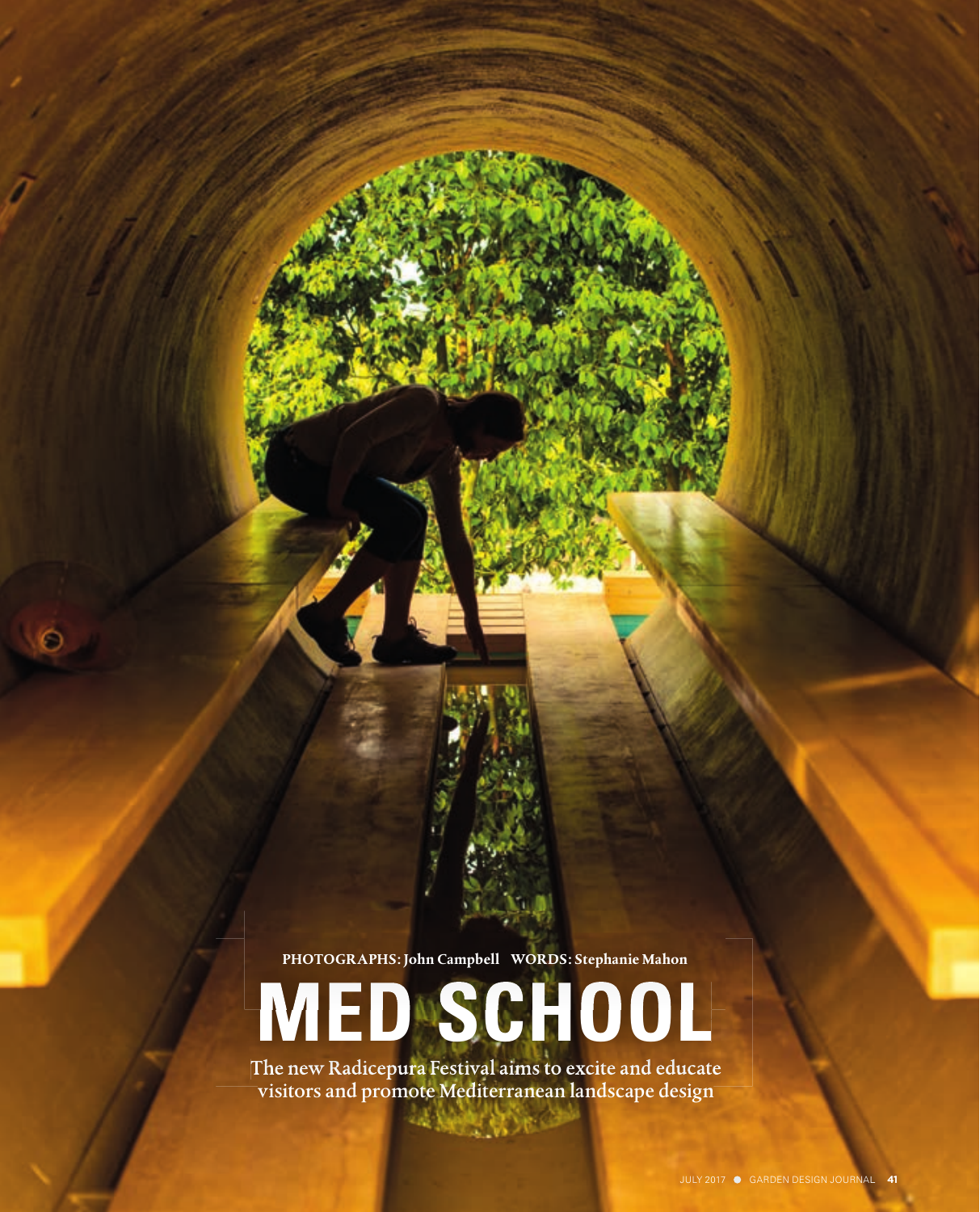PHOTOGRAPHS: John Campbell WORDS: Stephanie Mahon

# MED SCHOOL

The new Radicepura Festival aims to excite and educate visitors and promote Mediterranean landscape design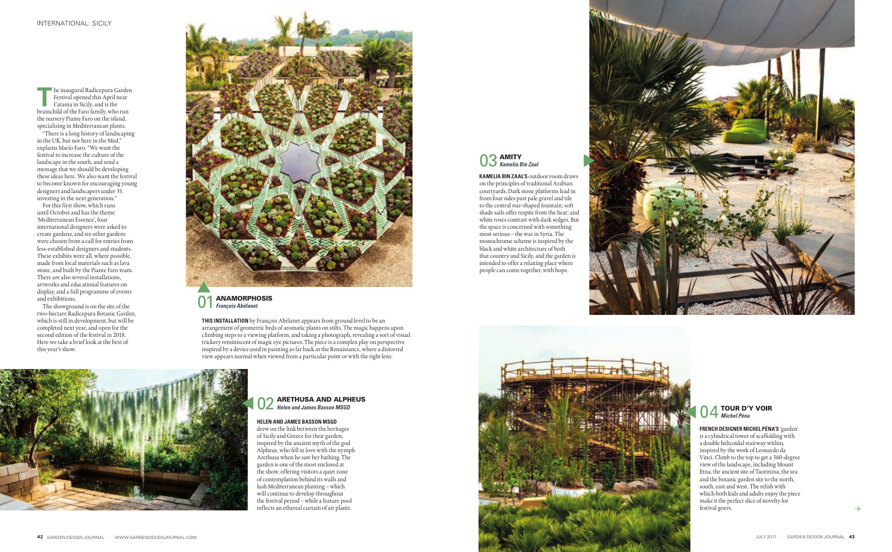The inaugural Radicepura Garden Festival opened this April near Catania in Sicily, and is the brainchild of the Faro family, who run the nursery Piante Faro on the island, specialising in Mediterranean plants.

"There is a long history of landscaping in the UK, but not here in the Med," explains Mario Faro. "We want the festival to increase the culture of the landscape in the south, and send a message that we should be developing these ideas here. We also want the festival to become known for encouraging young designers and landscapers under 35, investing in the next generation."

For this first show, which runs until October and has the theme 'Mediterranean Essence', four international designers were asked to create gardens, and six other gardens were chosen from a call for entries from less-established designers and students. These exhibits were all, where possible, made from local materials such as lava stone, and built by the Piante Faro team. There are also several installations, artworks and educational features on display, and a full programme of events and exhibitions.

The showground is on the site of the two-hectare Radicepura Botanic Garden, which is still in development, but will be completed next year, and open for the second edition of the festival in 2018. Here we take a brief look at the best of this year's show.

## 01 ANAMORPHOSIS
*François Abélanet*

**THIS INSTALLATION** by François Abélanet appears from ground level to be an arrangement of geometric beds of aromatic plants on stilts. The magic happens upon climbing steps to a viewing platform, and taking a photograph, revealing a sort of visual trickery reminiscent of magic eye pictures. The piece is a complex play on perspective inspired by a device used in painting as far back as the Renaissance, where a distorted view appears normal when viewed from a particular point or with the right lens.

## 02 ARETHUSA AND ALPHEUS
*Helen and James Basson MSGD*

**HELEN AND JAMES BASSON MSGD** drew on the link between the heritages of Sicily and Greece for their garden, inspired by the ancient myth of the god Alpheus, who fell in love with the nymph Arethusa when he saw her bathing. The garden is one of the most enclosed at the show, offering visitors a quiet zone of contemplation behind its walls and lush Mediterranean planting – which will continue to develop throughout the festival period – while a feature pool reflects an ethereal curtain of air plants.

## 03 AMITY
*Kamelia Bin Zaal*

**KAMELIA BIN ZAAL'S** outdoor room draws on the principles of traditional Arabian courtyards. Dark stone platforms lead in from four sides past pale gravel and tile to the central star-shaped fountain; soft shade sails offer respite from the heat; and white roses contrast with dark sedges. But the space is concerned with something most serious – the war in Syria. The monochrome scheme is inspired by the black and white architecture of both that country and Sicily, and the garden is intended to offer a relaxing place where people can come together, with hope.

## 04 TOUR D'Y VOIR
*Michel Pèna*

**FRENCH DESIGNER MICHEL PÈNA'S** 'garden' is a cylindrical tower of scaffolding with a double helicoidal stairway within, inspired by the work of Leonardo da Vinci. Climb to the top to get a 360-degree view of the landscape, including Mount Etna, the ancient site of Taormina, the sea and the botanic garden site to the north, south, east and west. The relish with which both kids and adults enjoy the piece make it the perfect slice of novelty for festival goers.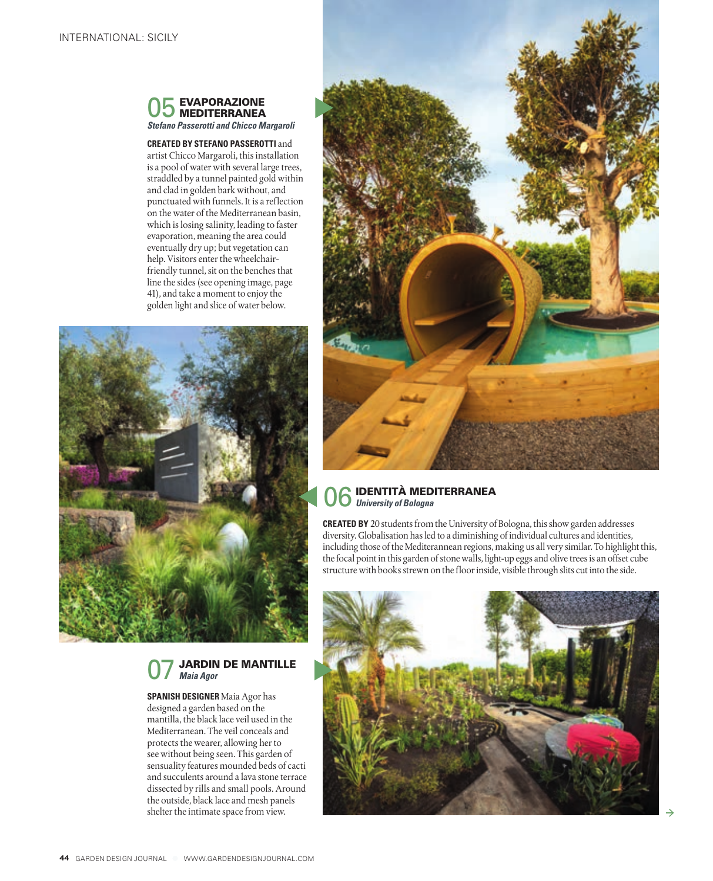## 05 EVAPORAZIONE MEDITERRANEA

***Stefano Passerotti and Chicco Margaroli***

**CREATED BY STEFANO PASSEROTTI** and artist Chicco Margaroli, this installation is a pool of water with several large trees, straddled by a tunnel painted gold within and clad in golden bark without, and punctuated with funnels. It is a reflection on the water of the Mediterranean basin, which is losing salinity, leading to faster evaporation, meaning the area could eventually dry up; but vegetation can help. Visitors enter the wheelchair-friendly tunnel, sit on the benches that line the sides (see opening image, page 41), and take a moment to enjoy the golden light and slice of water below.

## 06 IDENTITÀ MEDITERRANEA

***University of Bologna***

**CREATED BY** 20 students from the University of Bologna, this show garden addresses diversity. Globalisation has led to a diminishing of individual cultures and identities, including those of the Mediterannean regions, making us all very similar. To highlight this, the focal point in this garden of stone walls, light-up eggs and olive trees is an offset cube structure with books strewn on the floor inside, visible through slits cut into the side.

## 07 JARDIN DE MANTILLE

***Maia Agor***

**SPANISH DESIGNER** Maia Agor has designed a garden based on the mantilla, the black lace veil used in the Mediterranean. The veil conceals and protects the wearer, allowing her to see without being seen. This garden of sensuality features mounded beds of cacti and succulents around a lava stone terrace dissected by rills and small pools. Around the outside, black lace and mesh panels shelter the intimate space from view.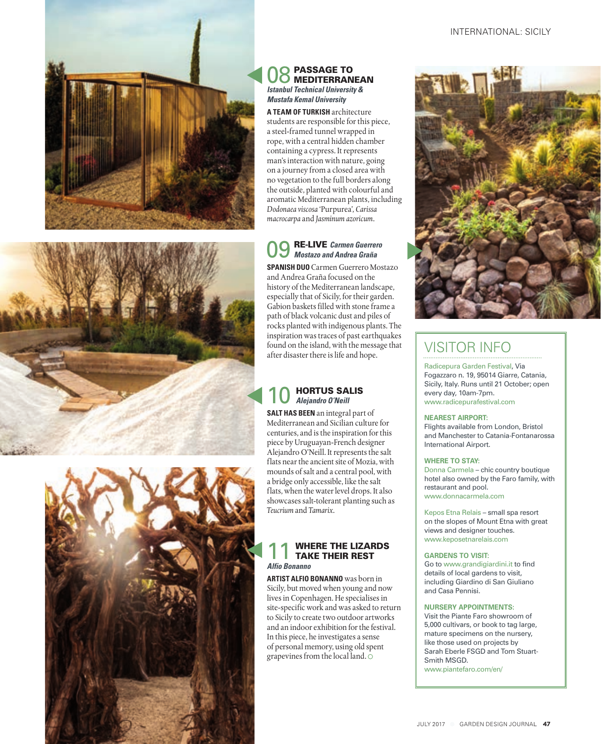## 08 PASSAGE TO MEDITERRANEAN

***Istanbul Technical University & Mustafa Kemal University***

**A TEAM OF TURKISH** architecture students are responsible for this piece, a steel-framed tunnel wrapped in rope, with a central hidden chamber containing a cypress. It represents man's interaction with nature, going on a journey from a closed area with no vegetation to the full borders along the outside, planted with colourful and aromatic Mediterranean plants, including *Dodonaea viscosa* 'Purpurea', *Carissa macrocarpa* and *Jasminum azoricum*.

## 09 RE-LIVE *Carmen Guerrero Mostazo and Andrea Graña*

**SPANISH DUO** Carmen Guerrero Mostazo and Andrea Graña focused on the history of the Mediterranean landscape, especially that of Sicily, for their garden. Gabion baskets filled with stone frame a path of black volcanic dust and piles of rocks planted with indigenous plants. The inspiration was traces of past earthquakes found on the island, with the message that after disaster there is life and hope.

## 10 HORTUS SALIS

***Alejandro O'Neill***

**SALT HAS BEEN** an integral part of Mediterranean and Sicilian culture for centuries, and is the inspiration for this piece by Uruguayan-French designer Alejandro O'Neill. It represents the salt flats near the ancient site of Mozia, with mounds of salt and a central pool, with a bridge only accessible, like the salt flats, when the water level drops. It also showcases salt-tolerant planting such as *Teucrium* and *Tamarix*.

## 11 WHERE THE LIZARDS TAKE THEIR REST

***Alfio Bonanno***

**ARTIST ALFIO BONANNO** was born in Sicily, but moved when young and now lives in Copenhagen. He specialises in site-specific work and was asked to return to Sicily to create two outdoor artworks and an indoor exhibition for the festival. In this piece, he investigates a sense of personal memory, using old spent grapevines from the local land. ○

## VISITOR INFO

Radicepura Garden Festival, Via Fogazzaro n. 19, 95014 Giarre, Catania, Sicily, Italy. Runs until 21 October; open every day, 10am-7pm.
www.radicepurafestival.com

**NEAREST AIRPORT:**
Flights available from London, Bristol and Manchester to Catania-Fontanarossa International Airport.

**WHERE TO STAY:**
Donna Carmela – chic country boutique hotel also owned by the Faro family, with restaurant and pool.
www.donnacarmela.com

Kepos Etna Relais – small spa resort on the slopes of Mount Etna with great views and designer touches.
www.keposetnarelais.com

**GARDENS TO VISIT:**
Go to www.grandigiardini.it to find details of local gardens to visit, including Giardino di San Giuliano and Casa Pennisi.

**NURSERY APPOINTMENTS:**
Visit the Piante Faro showroom of 5,000 cultivars, or book to tag large, mature specimens on the nursery, like those used on projects by Sarah Eberle FSGD and Tom Stuart-Smith MSGD.
www.piantefaro.com/en/